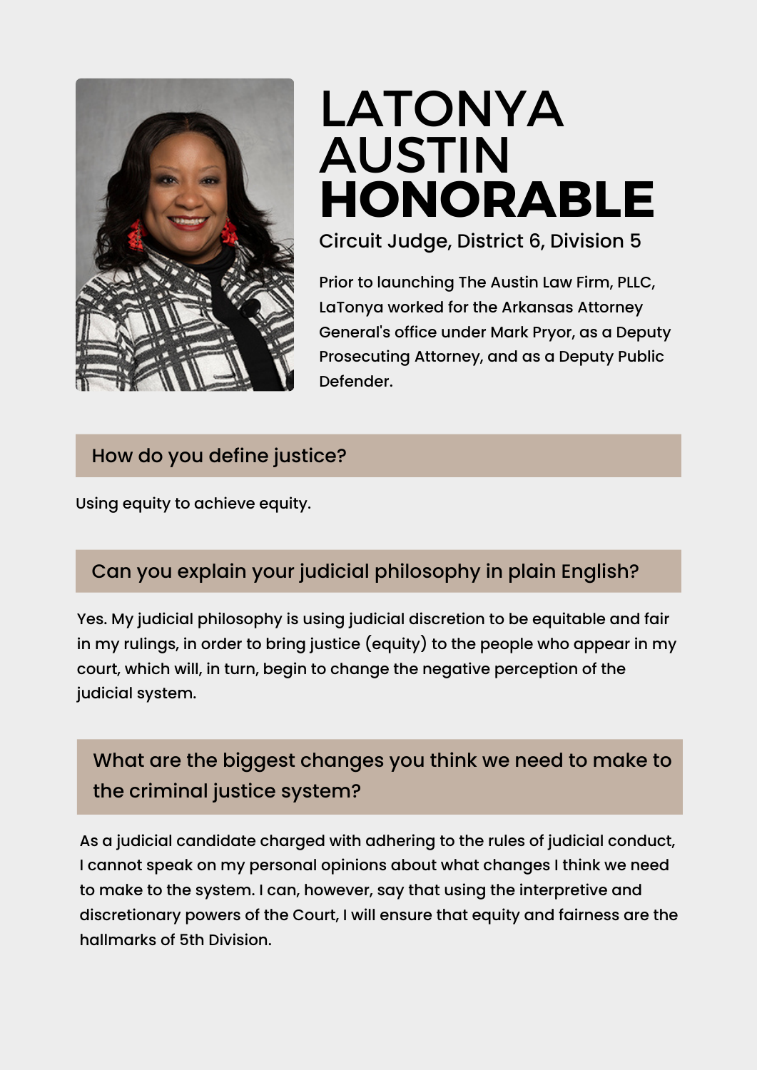# LATONYA AUSTIN **HONORABLE**

Circuit Judge, District 6, Division 5

Prior to launching The Austin Law Firm, PLLC, LaTonya worked for the Arkansas Attorney General's office under Mark Pryor, as a Deputy Prosecuting Attorney, and as a Deputy Public Defender.

## How do you define justice?

Using equity to achieve equity.

## Can you explain your judicial philosophy in plain English?

Yes. My judicial philosophy is using judicial discretion to be equitable and fair in my rulings, in order to bring justice (equity) to the people who appear in my court, which will, in turn, begin to change the negative perception of the judicial system.

## What are the biggest changes you think we need to make to the criminal justice system?

As a judicial candidate charged with adhering to the rules of judicial conduct, I cannot speak on my personal opinions about what changes I think we need to make to the system. I can, however, say that using the interpretive and discretionary powers of the Court, I will ensure that equity and fairness are the hallmarks of 5th Division.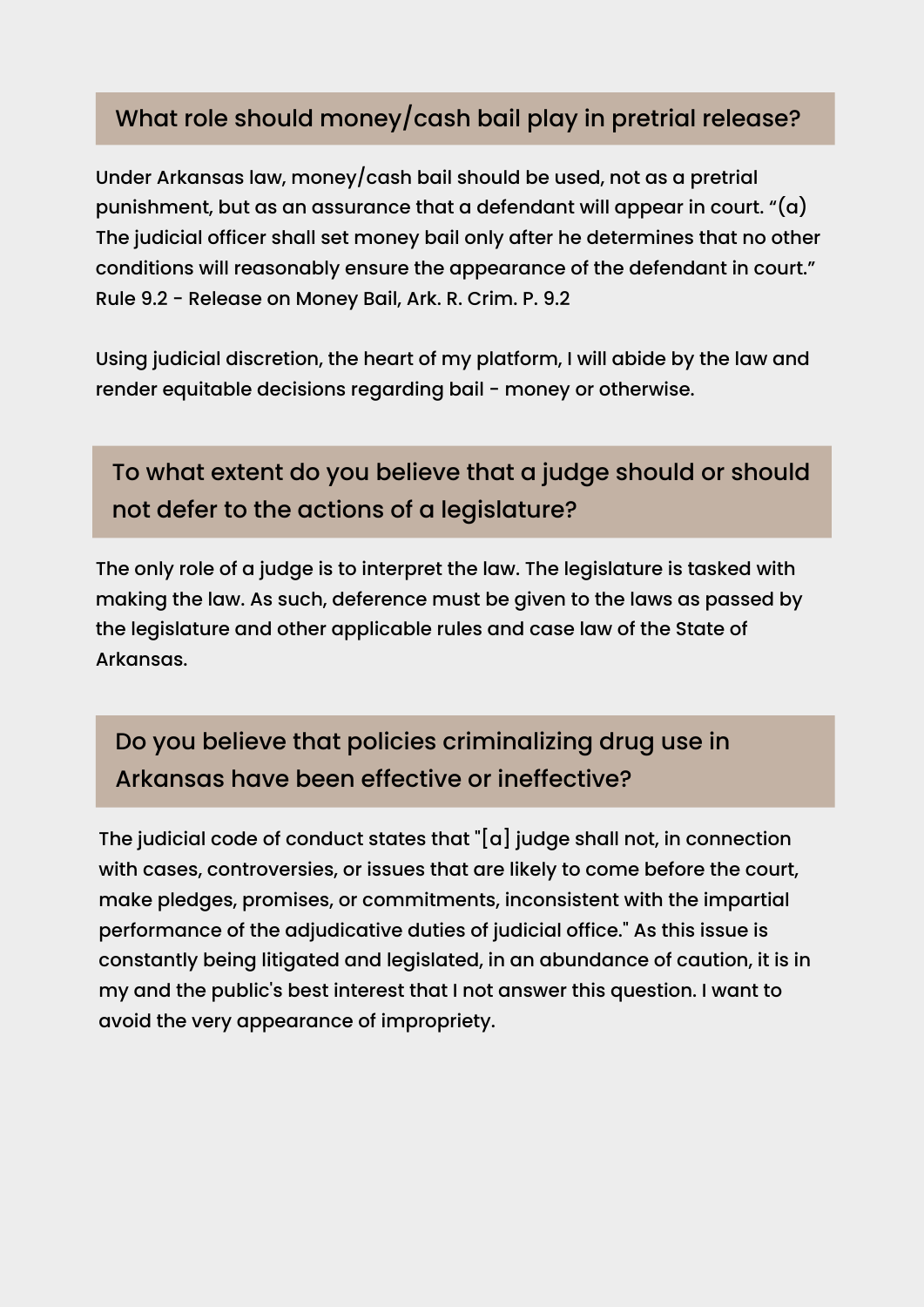## What role should money/cash bail play in pretrial release?

Under Arkansas law, money/cash bail should be used, not as a pretrial punishment, but as an assurance that a defendant will appear in court. “(a) The judicial officer shall set money bail only after he determines that no other conditions will reasonably ensure the appearance of the defendant in court.” Rule 9.2 - Release on Money Bail, Ark. R. Crim. P. 9.2

Using judicial discretion, the heart of my platform, I will abide by the law and render equitable decisions regarding bail - money or otherwise.

## To what extent do you believe that a judge should or should not defer to the actions of a legislature?

The only role of a judge is to interpret the law. The legislature is tasked with making the law. As such, deference must be given to the laws as passed by the legislature and other applicable rules and case law of the State of Arkansas.

## Do you believe that policies criminalizing drug use in Arkansas have been effective or ineffective?

The judicial code of conduct states that "[a] judge shall not, in connection with cases, controversies, or issues that are likely to come before the court, make pledges, promises, or commitments, inconsistent with the impartial performance of the adjudicative duties of judicial office." As this issue is constantly being litigated and legislated, in an abundance of caution, it is in my and the public's best interest that I not answer this question. I want to avoid the very appearance of impropriety.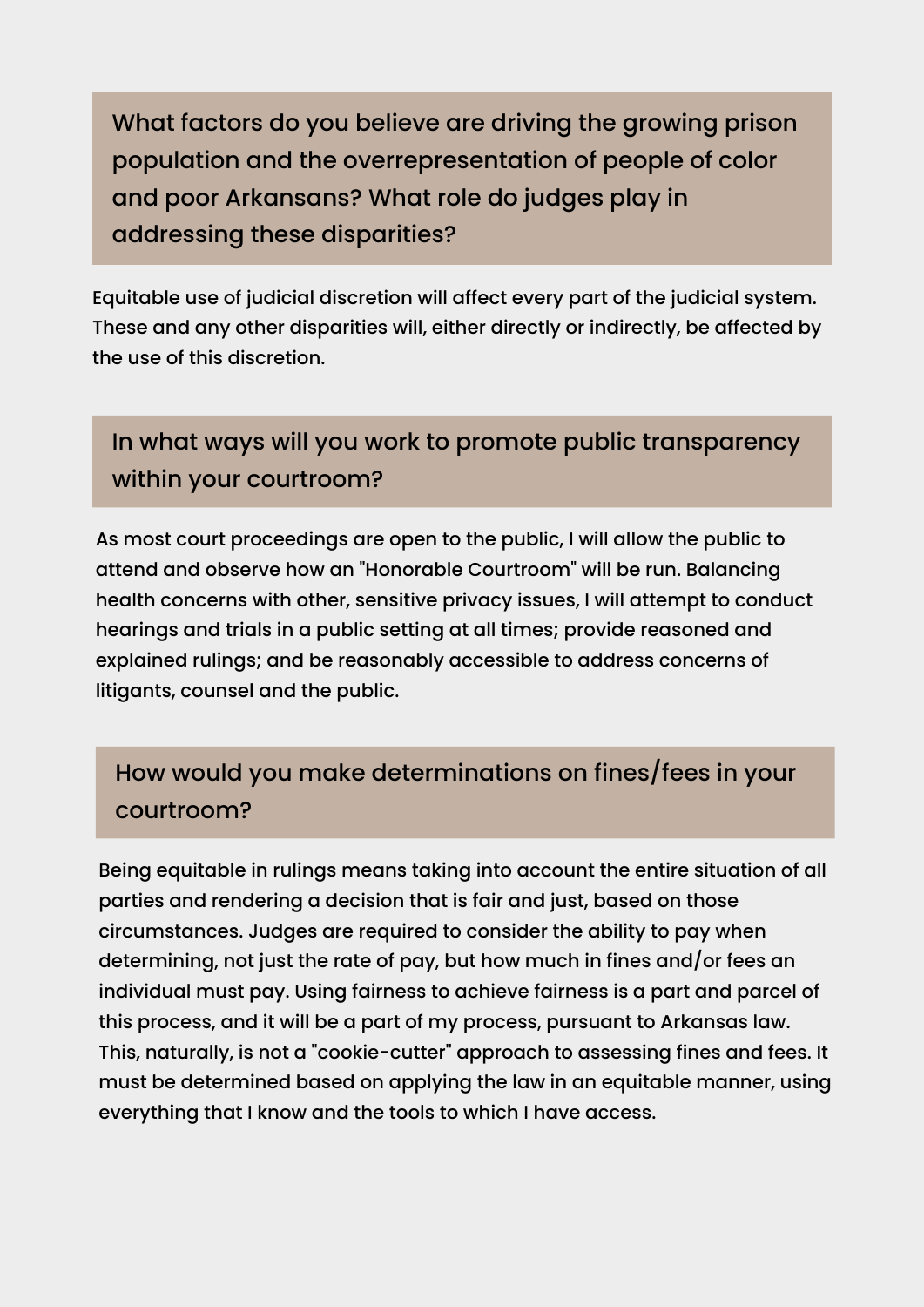## What factors do you believe are driving the growing prison population and the overrepresentation of people of color and poor Arkansans? What role do judges play in addressing these disparities?

Equitable use of judicial discretion will affect every part of the judicial system. These and any other disparities will, either directly or indirectly, be affected by the use of this discretion.

## In what ways will you work to promote public transparency within your courtroom?

As most court proceedings are open to the public, I will allow the public to attend and observe how an "Honorable Courtroom" will be run. Balancing health concerns with other, sensitive privacy issues, I will attempt to conduct hearings and trials in a public setting at all times; provide reasoned and explained rulings; and be reasonably accessible to address concerns of litigants, counsel and the public.

## How would you make determinations on fines/fees in your courtroom?

Being equitable in rulings means taking into account the entire situation of all parties and rendering a decision that is fair and just, based on those circumstances. Judges are required to consider the ability to pay when determining, not just the rate of pay, but how much in fines and/or fees an individual must pay. Using fairness to achieve fairness is a part and parcel of this process, and it will be a part of my process, pursuant to Arkansas law. This, naturally, is not a "cookie-cutter" approach to assessing fines and fees. It must be determined based on applying the law in an equitable manner, using everything that I know and the tools to which I have access.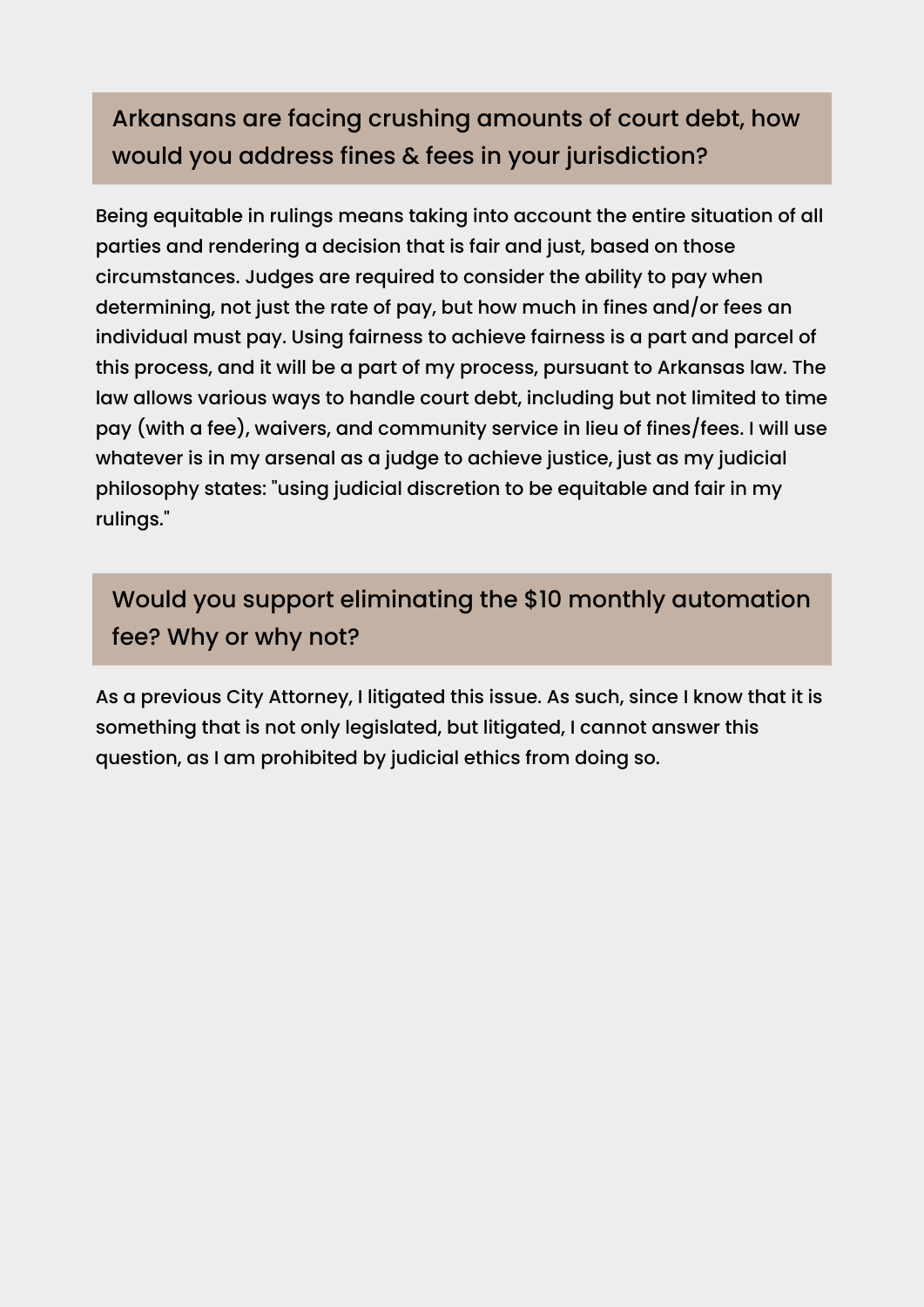## Arkansans are facing crushing amounts of court debt, how would you address fines & fees in your jurisdiction?

Being equitable in rulings means taking into account the entire situation of all parties and rendering a decision that is fair and just, based on those circumstances. Judges are required to consider the ability to pay when determining, not just the rate of pay, but how much in fines and/or fees an individual must pay. Using fairness to achieve fairness is a part and parcel of this process, and it will be a part of my process, pursuant to Arkansas law. The law allows various ways to handle court debt, including but not limited to time pay (with a fee), waivers, and community service in lieu of fines/fees. I will use whatever is in my arsenal as a judge to achieve justice, just as my judicial philosophy states: "using judicial discretion to be equitable and fair in my rulings."

## Would you support eliminating the $10 monthly automation fee? Why or why not?

As a previous City Attorney, I litigated this issue. As such, since I know that it is something that is not only legislated, but litigated, I cannot answer this question, as I am prohibited by judicial ethics from doing so.